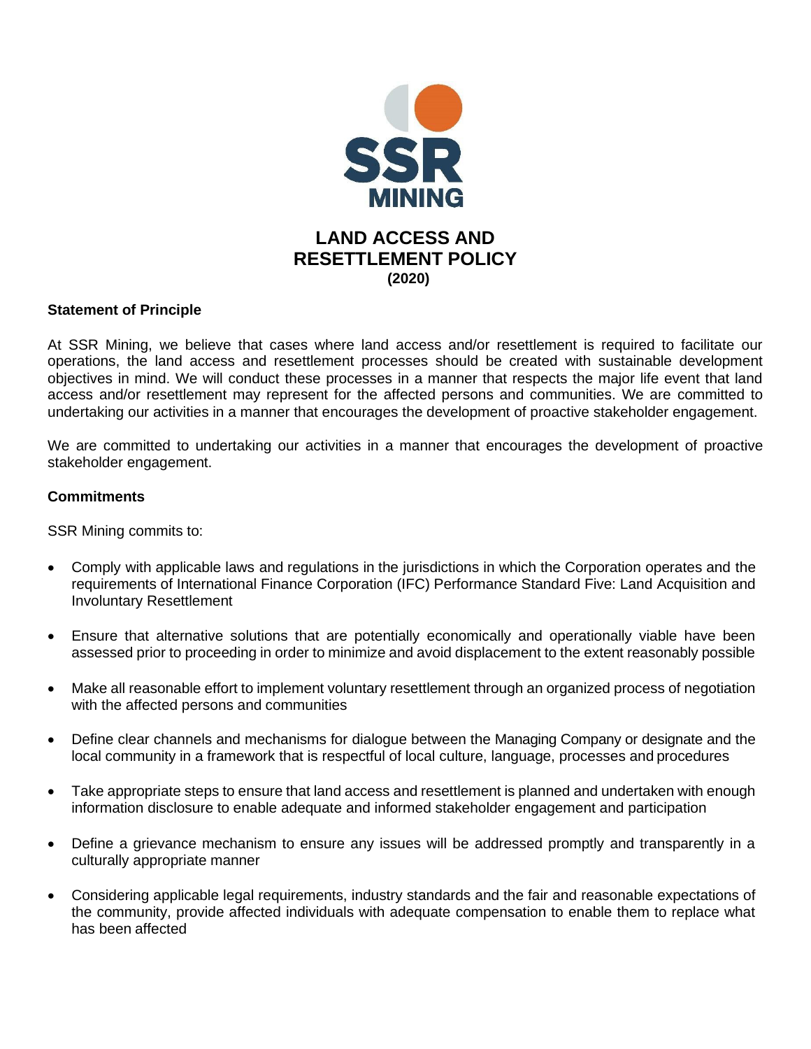# LAND ACCESS AND RESETTLEMENT POLICY

**(2020)**

**Statement of Principle**

At SSR Mining, we believe that cases where land access and/or resettlement is required to facilitate our operations, the land access and resettlement processes should be created with sustainable development objectives in mind. We will conduct these processes in a manner that respects the major life event that land access and/or resettlement may represent for the affected persons and communities. We are committed to undertaking our activities in a manner that encourages the development of proactive stakeholder engagement.

We are committed to undertaking our activities in a manner that encourages the development of proactive stakeholder engagement.

**Commitments**

SSR Mining commits to:

- Comply with applicable laws and regulations in the jurisdictions in which the Corporation operates and the requirements of International Finance Corporation (IFC) Performance Standard Five: Land Acquisition and Involuntary Resettlement
- Ensure that alternative solutions that are potentially economically and operationally viable have been assessed prior to proceeding in order to minimize and avoid displacement to the extent reasonably possible
- Make all reasonable effort to implement voluntary resettlement through an organized process of negotiation with the affected persons and communities
- Define clear channels and mechanisms for dialogue between the Managing Company or designate and the local community in a framework that is respectful of local culture, language, processes and procedures
- Take appropriate steps to ensure that land access and resettlement is planned and undertaken with enough information disclosure to enable adequate and informed stakeholder engagement and participation
- Define a grievance mechanism to ensure any issues will be addressed promptly and transparently in a culturally appropriate manner
- Considering applicable legal requirements, industry standards and the fair and reasonable expectations of the community, provide affected individuals with adequate compensation to enable them to replace what has been affected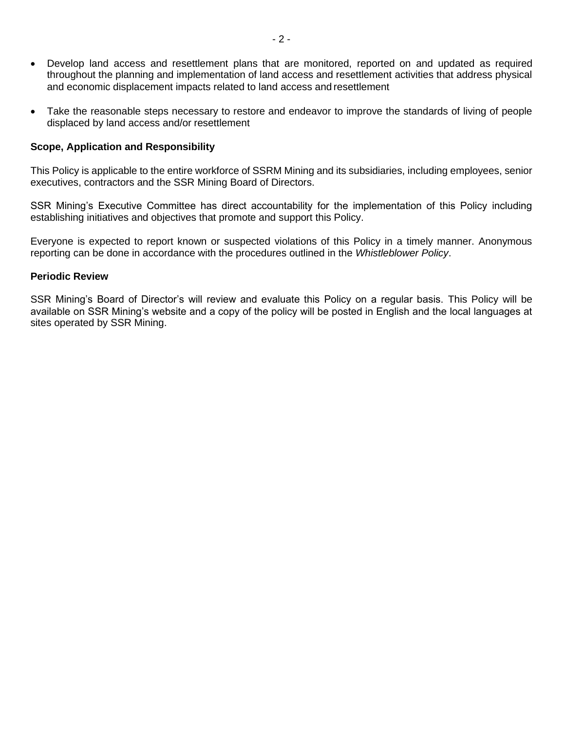- Develop land access and resettlement plans that are monitored, reported on and updated as required throughout the planning and implementation of land access and resettlement activities that address physical and economic displacement impacts related to land access and resettlement

- Take the reasonable steps necessary to restore and endeavor to improve the standards of living of people displaced by land access and/or resettlement

**Scope, Application and Responsibility**

This Policy is applicable to the entire workforce of SSRM Mining and its subsidiaries, including employees, senior executives, contractors and the SSR Mining Board of Directors.

SSR Mining's Executive Committee has direct accountability for the implementation of this Policy including establishing initiatives and objectives that promote and support this Policy.

Everyone is expected to report known or suspected violations of this Policy in a timely manner. Anonymous reporting can be done in accordance with the procedures outlined in the *Whistleblower Policy*.

**Periodic Review**

SSR Mining's Board of Director's will review and evaluate this Policy on a regular basis. This Policy will be available on SSR Mining's website and a copy of the policy will be posted in English and the local languages at sites operated by SSR Mining.